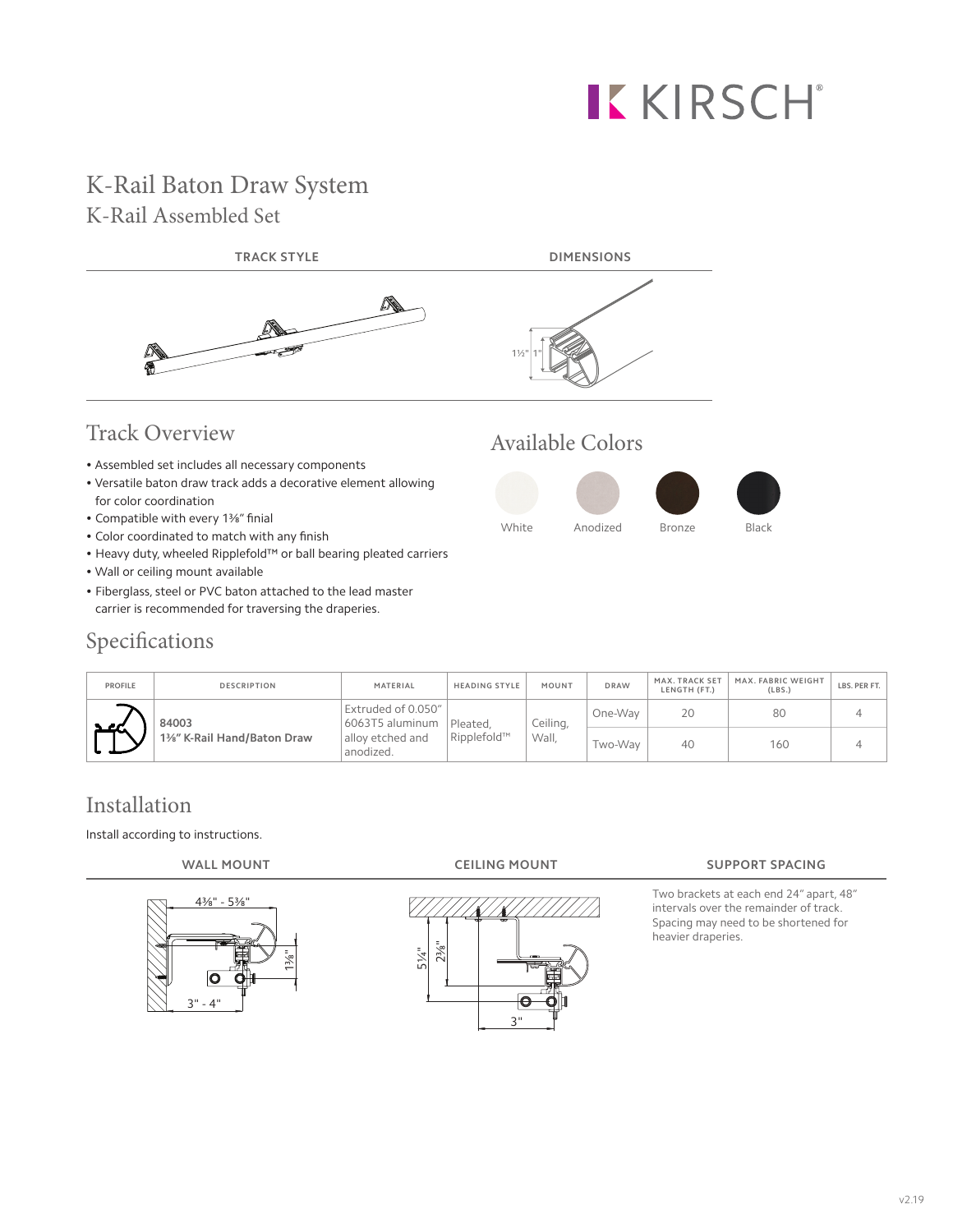# K-Rail Baton Draw System

## K-Rail Assembled Set

TRACK STYLE | DIMENSIONS

## Track Overview

- Assembled set includes all necessary components
- Versatile baton draw track adds a decorative element allowing for color coordination
- Compatible with every 1⅜" finial
- Color coordinated to match with any finish
- Heavy duty, wheeled Ripplefold™ or ball bearing pleated carriers
- Wall or ceiling mount available
- Fiberglass, steel or PVC baton attached to the lead master carrier is recommended for traversing the draperies.

## Available Colors

White | Anodized | Bronze | Black

## Specifications

| PROFILE | DESCRIPTION | MATERIAL | HEADING STYLE | MOUNT | DRAW | MAX. TRACK SET LENGTH (FT.) | MAX. FABRIC WEIGHT (LBS.) | LBS. PER FT. |
|---|---|---|---|---|---|---|---|---|
| | **84003** **1⅜" K-Rail Hand/Baton Draw** | Extruded of 0.050" 6063T5 aluminum alloy etched and anodized. | Pleated, Ripplefold™ | Ceiling, Wall, | One-Way | 20 | 80 | 4 |
| | | | | | Two-Way | 40 | 160 | 4 |

## Installation

Install according to instructions.

**WALL MOUNT** | **CEILING MOUNT** | **SUPPORT SPACING**

**SUPPORT SPACING**

Two brackets at each end 24" apart, 48" intervals over the remainder of track. Spacing may need to be shortened for heavier draperies.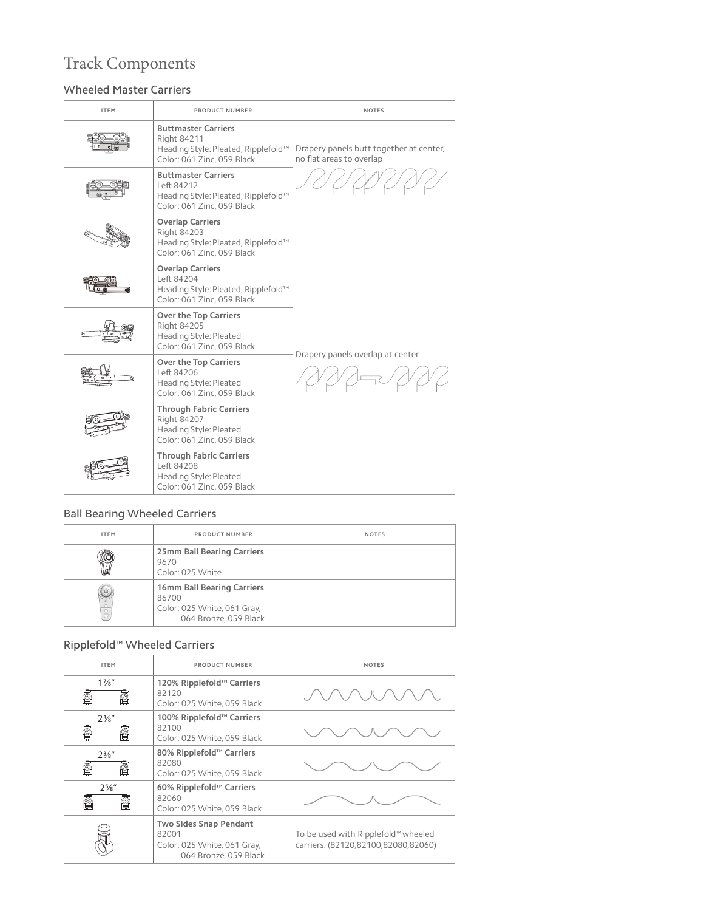# Track Components

## Wheeled Master Carriers

| ITEM | PRODUCT NUMBER | NOTES |
|---|---|---|
| | **Buttmaster Carriers**<br>Right 84211<br>Heading Style: Pleated, Ripplefold™<br>Color: 061 Zinc, 059 Black | Drapery panels butt together at center, no flat areas to overlap |
| | **Buttmaster Carriers**<br>Left 84212<br>Heading Style: Pleated, Ripplefold™<br>Color: 061 Zinc, 059 Black | |
| | **Overlap Carriers**<br>Right 84203<br>Heading Style: Pleated, Ripplefold™<br>Color: 061 Zinc, 059 Black | Drapery panels overlap at center |
| | **Overlap Carriers**<br>Left 84204<br>Heading Style: Pleated, Ripplefold™<br>Color: 061 Zinc, 059 Black | |
| | **Over the Top Carriers**<br>Right 84205<br>Heading Style: Pleated<br>Color: 061 Zinc, 059 Black | |
| | **Over the Top Carriers**<br>Left 84206<br>Heading Style: Pleated<br>Color: 061 Zinc, 059 Black | |
| | **Through Fabric Carriers**<br>Right 84207<br>Heading Style: Pleated<br>Color: 061 Zinc, 059 Black | |
| | **Through Fabric Carriers**<br>Left 84208<br>Heading Style: Pleated<br>Color: 061 Zinc, 059 Black | |

## Ball Bearing Wheeled Carriers

| ITEM | PRODUCT NUMBER | NOTES |
|---|---|---|
| | **25mm Ball Bearing Carriers**<br>9670<br>Color: 025 White | |
| | **16mm Ball Bearing Carriers**<br>86700<br>Color: 025 White, 061 Gray, 064 Bronze, 059 Black | |

## Ripplefold™ Wheeled Carriers

| ITEM | PRODUCT NUMBER | NOTES |
|---|---|---|
| 1⅞″ | **120% Ripplefold™ Carriers**<br>82120<br>Color: 025 White, 059 Black | |
| 2⅛″ | **100% Ripplefold™ Carriers**<br>82100<br>Color: 025 White, 059 Black | |
| 2⅜″ | **80% Ripplefold™ Carriers**<br>82080<br>Color: 025 White, 059 Black | |
| 2⅝″ | **60% Ripplefold™ Carriers**<br>82060<br>Color: 025 White, 059 Black | |
| | **Two Sides Snap Pendant**<br>82001<br>Color: 025 White, 061 Gray, 064 Bronze, 059 Black | To be used with Ripplefold™ wheeled carriers. (82120,82100,82080,82060) |